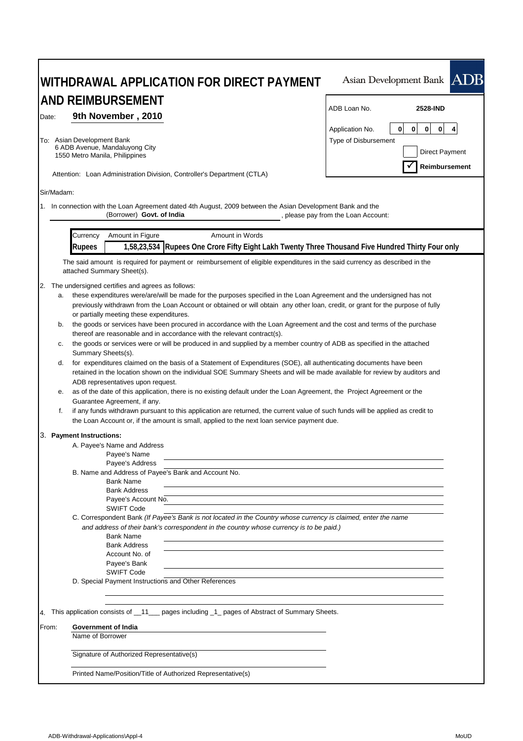# WITHDRAWAL APPLICATION FOR DIRECT PAYMENT AND REIMBURSEMENT

Asian Development Bank ADB

| | |
|---|---|
| ADB Loan No. | **2528-IND** |
| Application No. | 0 0 0 0 4 |
| Type of Disbursement | ☐ Direct Payment |
| | ☑ **Reimbursement** |

Date: **9th November , 2010**

To: Asian Development Bank
6 ADB Avenue, Mandaluyong City
1550 Metro Manila, Philippines

Attention: Loan Administration Division, Controller's Department (CTLA)

Sir/Madam:

1. In connection with the Loan Agreement dated 4th August, 2009 between the Asian Development Bank and the (Borrower) **Govt. of India**, please pay from the Loan Account:

| Currency | Amount in Figure | Amount in Words |
|---|---|---|
| **Rupees** | **1,58,23,534** | **Rupees One Crore Fifty Eight Lakh Twenty Three Thousand Five Hundred Thirty Four only** |

The said amount is required for payment or reimbursement of eligible expenditures in the said currency as described in the attached Summary Sheet(s).

2. The undersigned certifies and agrees as follows:
   a. these expenditures were/are/will be made for the purposes specified in the Loan Agreement and the undersigned has not previously withdrawn from the Loan Account or obtained or will obtain any other loan, credit, or grant for the purpose of fully or partially meeting these expenditures.
   b. the goods or services have been procured in accordance with the Loan Agreement and the cost and terms of the purchase thereof are reasonable and in accordance with the relevant contract(s).
   c. the goods or services were or will be produced in and supplied by a member country of ADB as specified in the attached Summary Sheets(s).
   d. for expenditures claimed on the basis of a Statement of Expenditures (SOE), all authenticating documents have been retained in the location shown on the individual SOE Summary Sheets and will be made available for review by auditors and ADB representatives upon request.
   e. as of the date of this application, there is no existing default under the Loan Agreement, the Project Agreement or the Guarantee Agreement, if any.
   f. if any funds withdrawn pursuant to this application are returned, the current value of such funds will be applied as credit to the Loan Account or, if the amount is small, applied to the next loan service payment due.

3. **Payment Instructions:**

   A. Payee's Name and Address
   - Payee's Name
   - Payee's Address

   B. Name and Address of Payee's Bank and Account No.
   - Bank Name
   - Bank Address
   - Payee's Account No.
   - SWIFT Code

   C. Correspondent Bank *(If Payee's Bank is not located in the Country whose currency is claimed, enter the name and address of their bank's correspondent in the country whose currency is to be paid.)*
   - Bank Name
   - Bank Address
   - Account No. of Payee's Bank
   - SWIFT Code

   D. Special Payment Instructions and Other References

4. This application consists of __11___ pages including _1_ pages of Abstract of Summary Sheets.

From: **Government of India**
Name of Borrower

Signature of Authorized Representative(s)

Printed Name/Position/Title of Authorized Representative(s)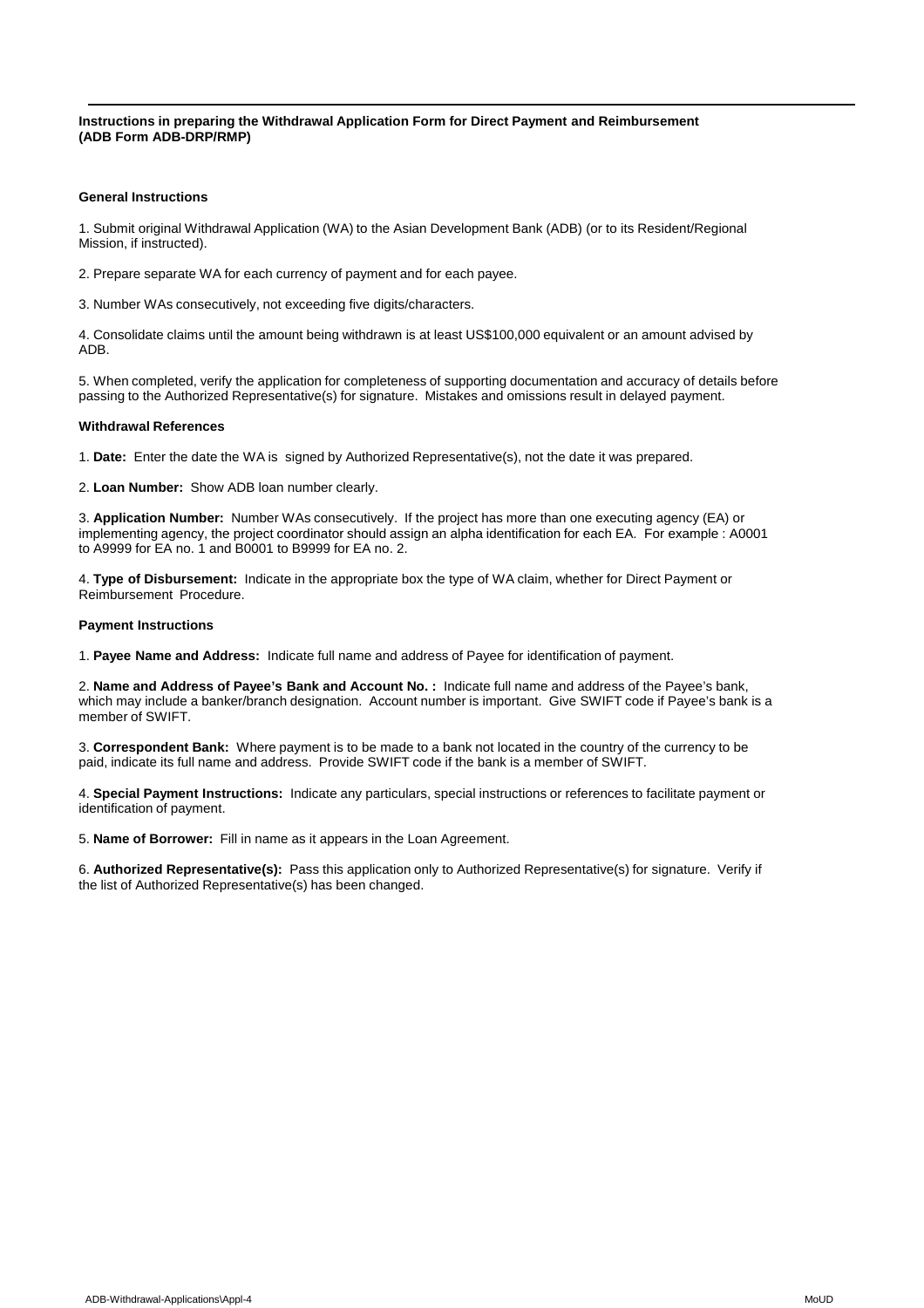**Instructions in preparing the Withdrawal Application Form for Direct Payment and Reimbursement (ADB Form ADB-DRP/RMP)**

**General Instructions**

1. Submit original Withdrawal Application (WA) to the Asian Development Bank (ADB) (or to its Resident/Regional Mission, if instructed).

2. Prepare separate WA for each currency of payment and for each payee.

3. Number WAs consecutively, not exceeding five digits/characters.

4. Consolidate claims until the amount being withdrawn is at least US$100,000 equivalent or an amount advised by ADB.

5. When completed, verify the application for completeness of supporting documentation and accuracy of details before passing to the Authorized Representative(s) for signature. Mistakes and omissions result in delayed payment.

**Withdrawal References**

1. **Date:** Enter the date the WA is signed by Authorized Representative(s), not the date it was prepared.

2. **Loan Number:** Show ADB loan number clearly.

3. **Application Number:** Number WAs consecutively. If the project has more than one executing agency (EA) or implementing agency, the project coordinator should assign an alpha identification for each EA. For example : A0001 to A9999 for EA no. 1 and B0001 to B9999 for EA no. 2.

4. **Type of Disbursement:** Indicate in the appropriate box the type of WA claim, whether for Direct Payment or Reimbursement Procedure.

**Payment Instructions**

1. **Payee Name and Address:** Indicate full name and address of Payee for identification of payment.

2. **Name and Address of Payee's Bank and Account No. :** Indicate full name and address of the Payee's bank, which may include a banker/branch designation. Account number is important. Give SWIFT code if Payee's bank is a member of SWIFT.

3. **Correspondent Bank:** Where payment is to be made to a bank not located in the country of the currency to be paid, indicate its full name and address. Provide SWIFT code if the bank is a member of SWIFT.

4. **Special Payment Instructions:** Indicate any particulars, special instructions or references to facilitate payment or identification of payment.

5. **Name of Borrower:** Fill in name as it appears in the Loan Agreement.

6. **Authorized Representative(s):** Pass this application only to Authorized Representative(s) for signature. Verify if the list of Authorized Representative(s) has been changed.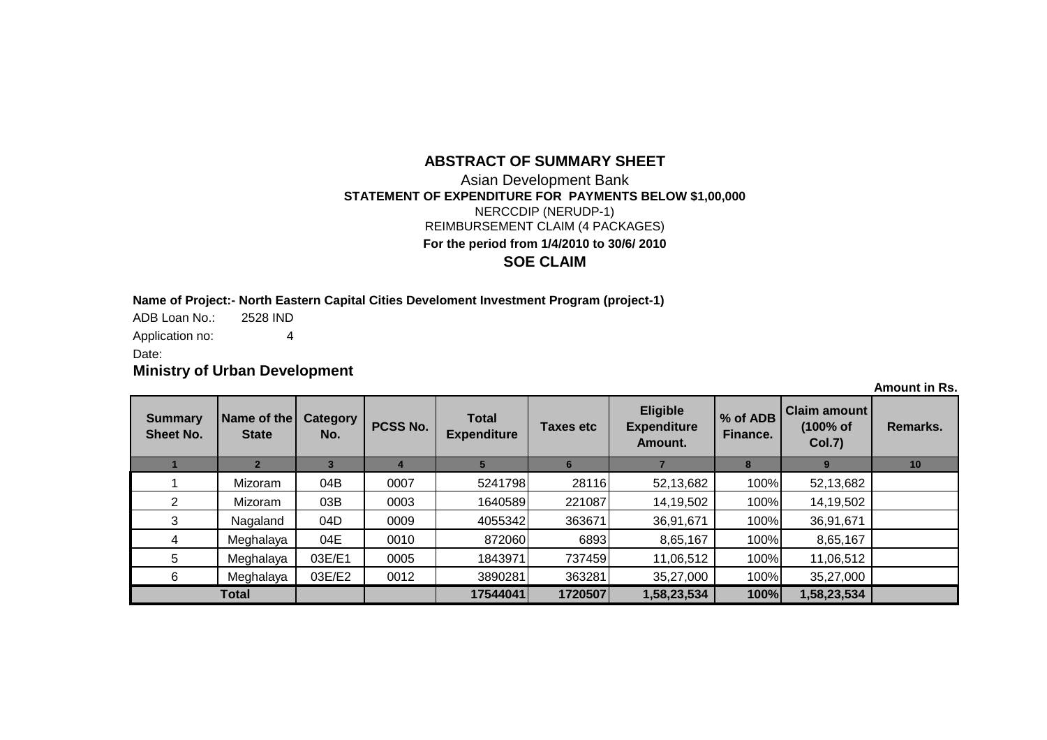# ABSTRACT OF SUMMARY SHEET

Asian Development Bank

**STATEMENT OF EXPENDITURE FOR PAYMENTS BELOW $1,00,000**

NERCCDIP (NERUDP-1)

REIMBURSEMENT CLAIM (4 PACKAGES)

**For the period from 1/4/2010 to 30/6/ 2010**

## SOE CLAIM

**Name of Project:- North Eastern Capital Cities Develoment Investment Program (project-1)**

ADB Loan No.: 2528 IND

Application no: 4

Date:

### Ministry of Urban Development

**Amount in Rs.**

| Summary Sheet No. | Name of the State | Category No. | PCSS No. | Total Expenditure | Taxes etc | Eligible Expenditure Amount. | % of ADB Finance. | Claim amount (100% of Col.7) | Remarks. |
|---|---|---|---|---|---|---|---|---|---|
| 1 | 2 | 3 | 4 | 5 | 6 | 7 | 8 | 9 | 10 |
| 1 | Mizoram | 04B | 0007 | 5241798 | 28116 | 52,13,682 | 100% | 52,13,682 | |
| 2 | Mizoram | 03B | 0003 | 1640589 | 221087 | 14,19,502 | 100% | 14,19,502 | |
| 3 | Nagaland | 04D | 0009 | 4055342 | 363671 | 36,91,671 | 100% | 36,91,671 | |
| 4 | Meghalaya | 04E | 0010 | 872060 | 6893 | 8,65,167 | 100% | 8,65,167 | |
| 5 | Meghalaya | 03E/E1 | 0005 | 1843971 | 737459 | 11,06,512 | 100% | 11,06,512 | |
| 6 | Meghalaya | 03E/E2 | 0012 | 3890281 | 363281 | 35,27,000 | 100% | 35,27,000 | |
| **Total** | | | | **17544041** | **1720507** | **1,58,23,534** | **100%** | **1,58,23,534** | |